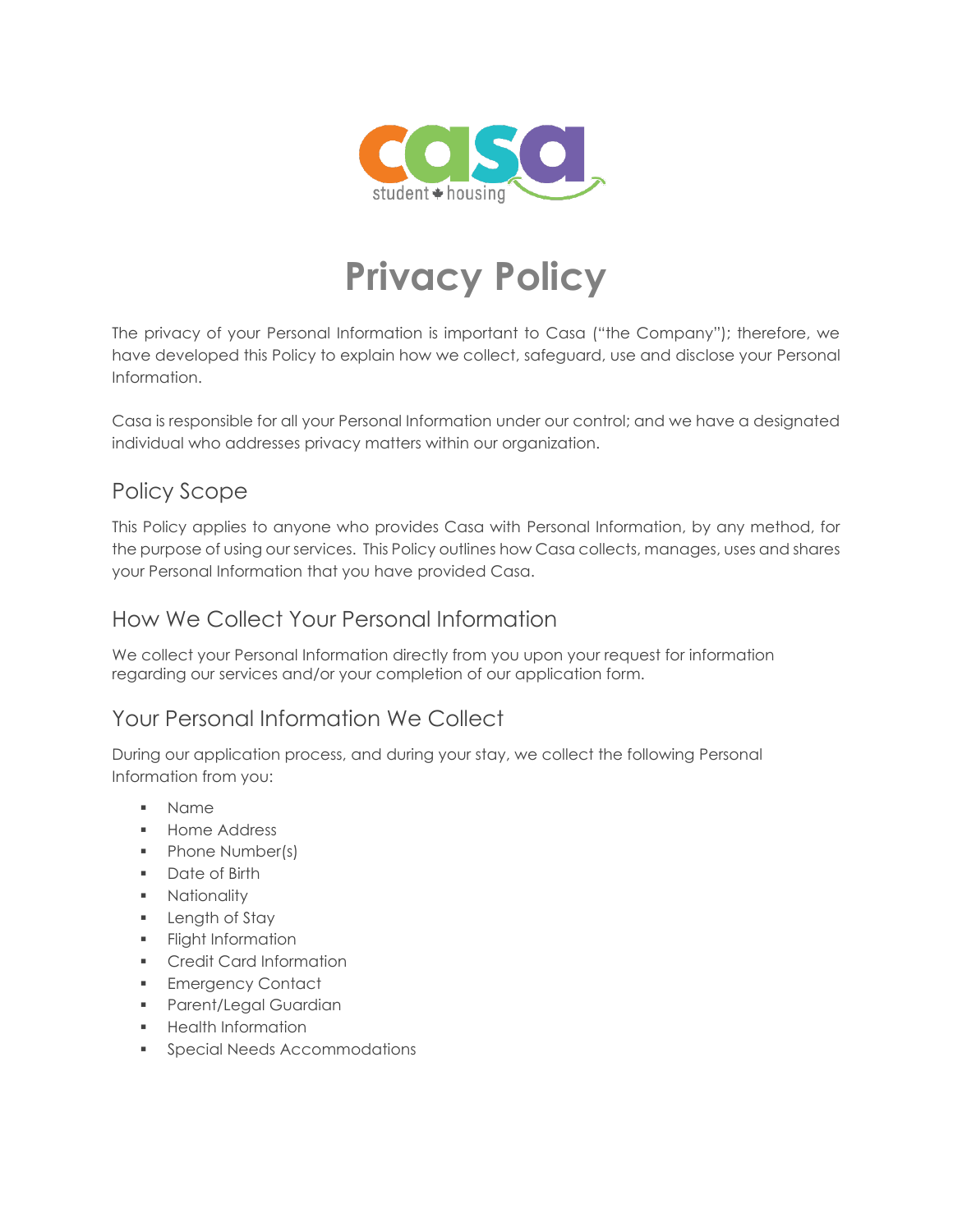# Privacy Policy

The privacy of your Personal Information is important to Casa ("the Company"); therefore, we have developed this Policy to explain how we collect, safeguard, use and disclose your Personal Information.

Casa is responsible for all your Personal Information under our control; and we have a designated individual who addresses privacy matters within our organization.

## Policy Scope

This Policy applies to anyone who provides Casa with Personal Information, by any method, for the purpose of using our services. This Policy outlines how Casa collects, manages, uses and shares your Personal Information that you have provided Casa.

## How We Collect Your Personal Information

We collect your Personal Information directly from you upon your request for information regarding our services and/or your completion of our application form.

## Your Personal Information We Collect

During our application process, and during your stay, we collect the following Personal Information from you:

- Name
- Home Address
- Phone Number(s)
- Date of Birth
- Nationality
- Length of Stay
- Flight Information
- Credit Card Information
- Emergency Contact
- Parent/Legal Guardian
- Health Information
- Special Needs Accommodations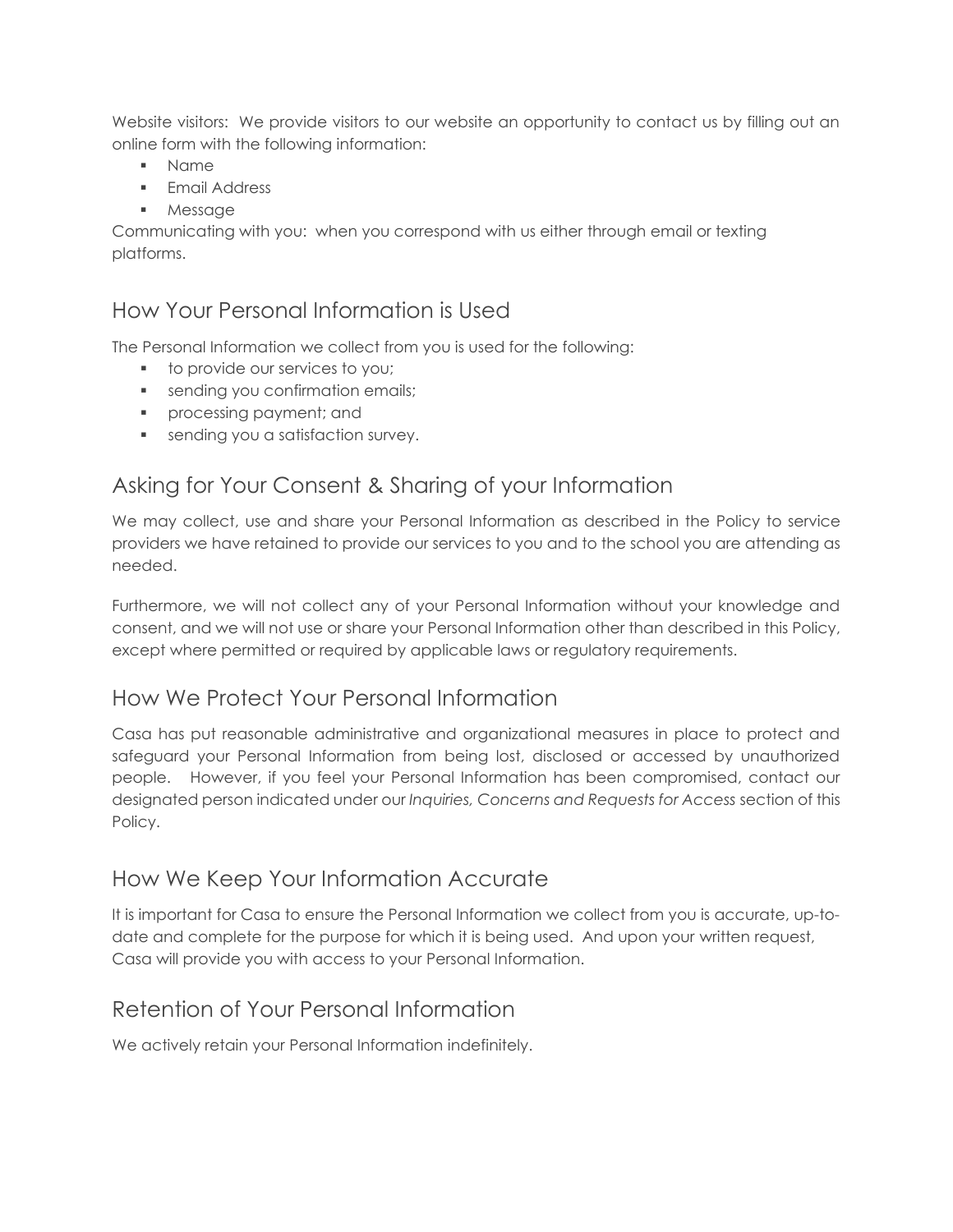Website visitors: We provide visitors to our website an opportunity to contact us by filling out an online form with the following information:

- Name
- Email Address
- Message

Communicating with you: when you correspond with us either through email or texting platforms.

## How Your Personal Information is Used

The Personal Information we collect from you is used for the following:

- to provide our services to you;
- sending you confirmation emails;
- processing payment; and
- sending you a satisfaction survey.

## Asking for Your Consent & Sharing of your Information

We may collect, use and share your Personal Information as described in the Policy to service providers we have retained to provide our services to you and to the school you are attending as needed.

Furthermore, we will not collect any of your Personal Information without your knowledge and consent, and we will not use or share your Personal Information other than described in this Policy, except where permitted or required by applicable laws or regulatory requirements.

## How We Protect Your Personal Information

Casa has put reasonable administrative and organizational measures in place to protect and safeguard your Personal Information from being lost, disclosed or accessed by unauthorized people. However, if you feel your Personal Information has been compromised, contact our designated person indicated under our *Inquiries, Concerns and Requests for Access* section of this Policy.

## How We Keep Your Information Accurate

It is important for Casa to ensure the Personal Information we collect from you is accurate, up-to-date and complete for the purpose for which it is being used. And upon your written request, Casa will provide you with access to your Personal Information.

## Retention of Your Personal Information

We actively retain your Personal Information indefinitely.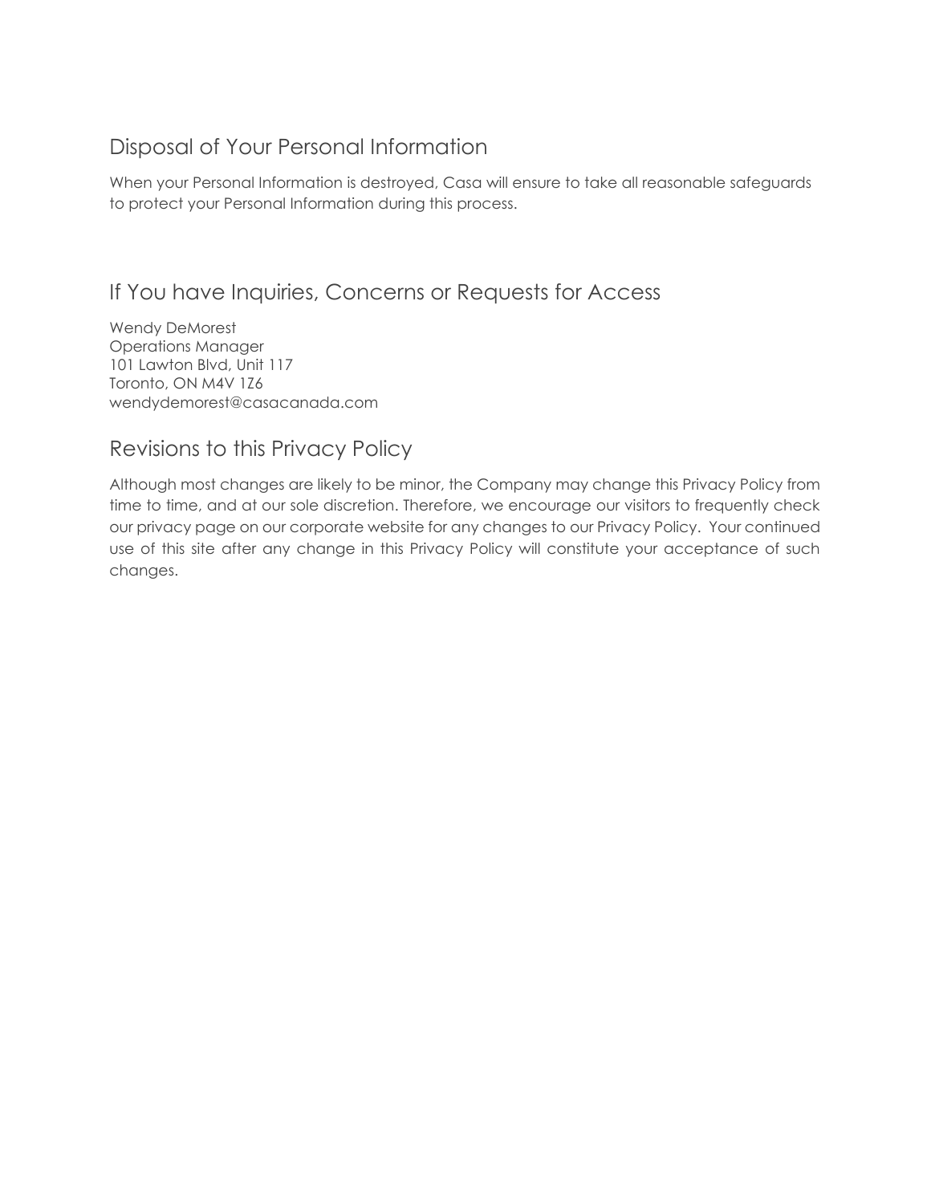## Disposal of Your Personal Information

When your Personal Information is destroyed, Casa will ensure to take all reasonable safeguards to protect your Personal Information during this process.

## If You have Inquiries, Concerns or Requests for Access

Wendy DeMorest
Operations Manager
101 Lawton Blvd, Unit 117
Toronto, ON M4V 1Z6
wendydemorest@casacanada.com

## Revisions to this Privacy Policy

Although most changes are likely to be minor, the Company may change this Privacy Policy from time to time, and at our sole discretion. Therefore, we encourage our visitors to frequently check our privacy page on our corporate website for any changes to our Privacy Policy. Your continued use of this site after any change in this Privacy Policy will constitute your acceptance of such changes.